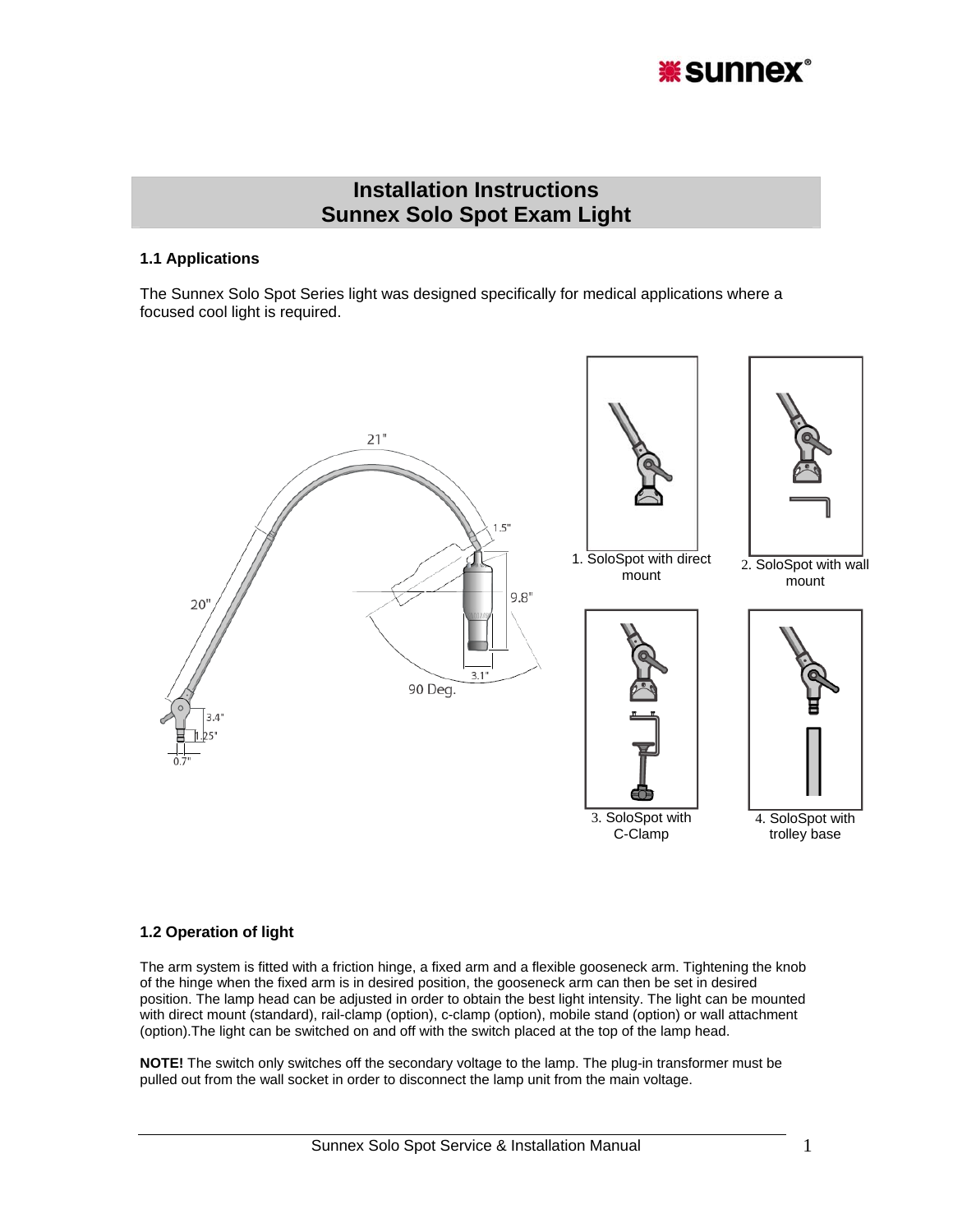# Installation Instructions
# Sunnex Solo Spot Exam Light

### 1.1 Applications

The Sunnex Solo Spot Series light was designed specifically for medical applications where a focused cool light is required.

1. SoloSpot with direct mount

2. SoloSpot with wall mount

3. SoloSpot with C-Clamp

4. SoloSpot with trolley base

### 1.2 Operation of light

The arm system is fitted with a friction hinge, a fixed arm and a flexible gooseneck arm. Tightening the knob of the hinge when the fixed arm is in desired position, the gooseneck arm can then be set in desired position. The lamp head can be adjusted in order to obtain the best light intensity. The light can be mounted with direct mount (standard), rail-clamp (option), c-clamp (option), mobile stand (option) or wall attachment (option).The light can be switched on and off with the switch placed at the top of the lamp head.

**NOTE!** The switch only switches off the secondary voltage to the lamp. The plug-in transformer must be pulled out from the wall socket in order to disconnect the lamp unit from the main voltage.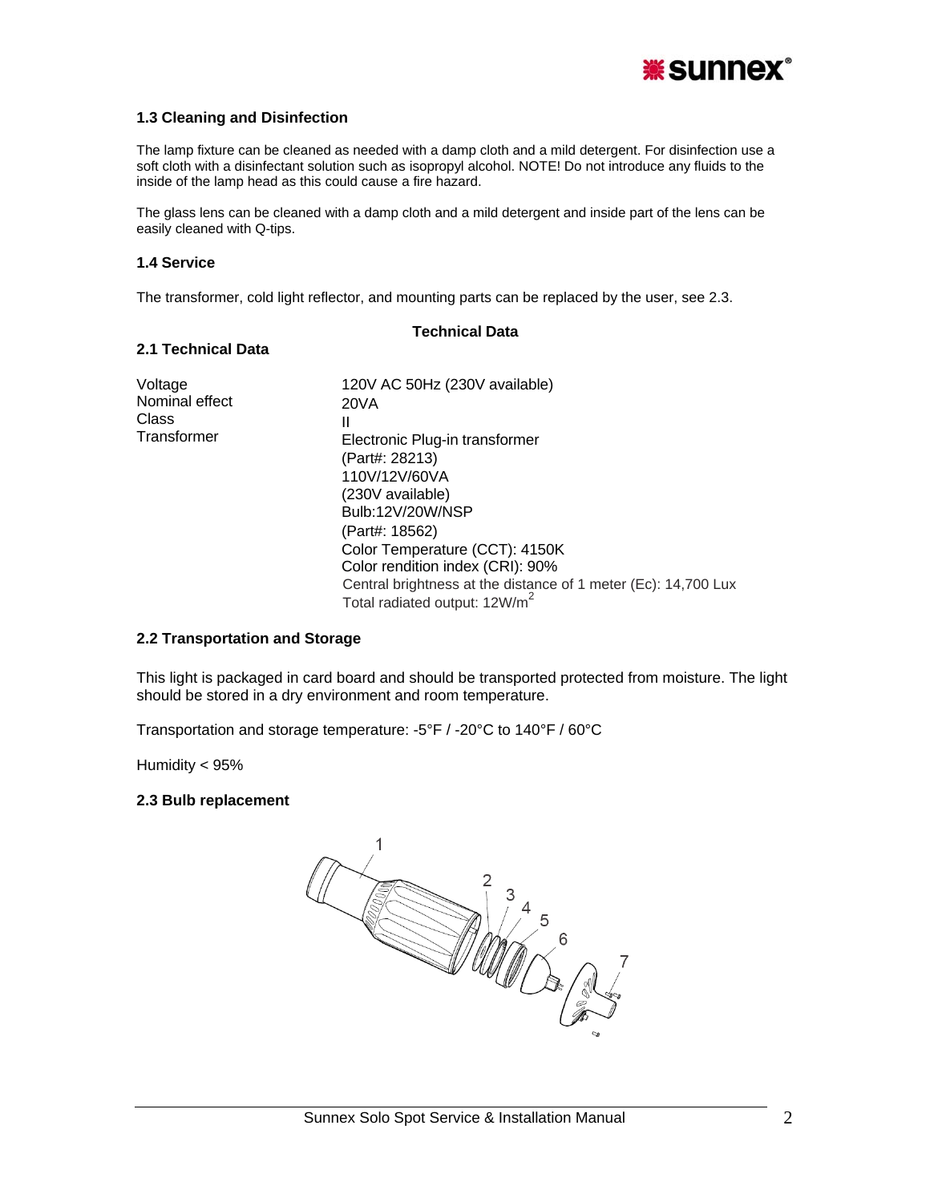### 1.3 Cleaning and Disinfection

The lamp fixture can be cleaned as needed with a damp cloth and a mild detergent. For disinfection use a soft cloth with a disinfectant solution such as isopropyl alcohol. NOTE! Do not introduce any fluids to the inside of the lamp head as this could cause a fire hazard.

The glass lens can be cleaned with a damp cloth and a mild detergent and inside part of the lens can be easily cleaned with Q-tips.

### 1.4 Service

The transformer, cold light reflector, and mounting parts can be replaced by the user, see 2.3.

## Technical Data

### 2.1 Technical Data

| | |
|---|---|
| Voltage | 120V AC 50Hz (230V available) |
| Nominal effect | 20VA |
| Class | II |
| Transformer | Electronic Plug-in transformer<br>(Part#: 28213)<br>110V/12V/60VA<br>(230V available)<br>Bulb:12V/20W/NSP<br>(Part#: 18562)<br>Color Temperature (CCT): 4150K<br>Color rendition index (CRI): 90%<br>Central brightness at the distance of 1 meter (Ec): 14,700 Lux<br>Total radiated output: 12W/m$^2$ |

### 2.2 Transportation and Storage

This light is packaged in card board and should be transported protected from moisture. The light should be stored in a dry environment and room temperature.

Transportation and storage temperature: -5°F / -20°C to 140°F / 60°C

Humidity < 95%

### 2.3 Bulb replacement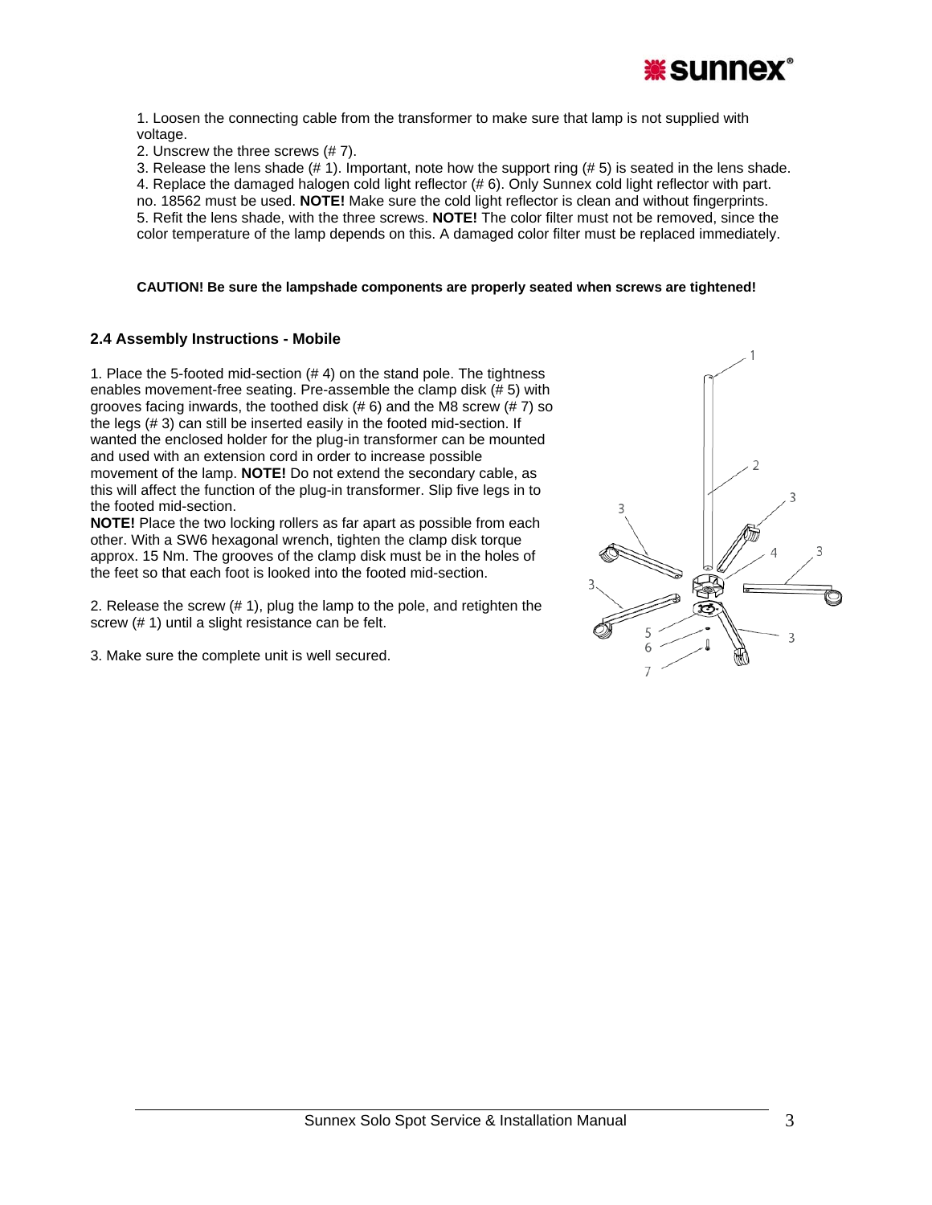1. Loosen the connecting cable from the transformer to make sure that lamp is not supplied with voltage.
2. Unscrew the three screws (# 7).
3. Release the lens shade (# 1). Important, note how the support ring (# 5) is seated in the lens shade.
4. Replace the damaged halogen cold light reflector (# 6). Only Sunnex cold light reflector with part. no. 18562 must be used. **NOTE!** Make sure the cold light reflector is clean and without fingerprints.
5. Refit the lens shade, with the three screws. **NOTE!** The color filter must not be removed, since the color temperature of the lamp depends on this. A damaged color filter must be replaced immediately.

**CAUTION! Be sure the lampshade components are properly seated when screws are tightened!**

### 2.4 Assembly Instructions - Mobile

1. Place the 5-footed mid-section (# 4) on the stand pole. The tightness enables movement-free seating. Pre-assemble the clamp disk (# 5) with grooves facing inwards, the toothed disk (# 6) and the M8 screw (# 7) so the legs (# 3) can still be inserted easily in the footed mid-section. If wanted the enclosed holder for the plug-in transformer can be mounted and used with an extension cord in order to increase possible movement of the lamp. **NOTE!** Do not extend the secondary cable, as this will affect the function of the plug-in transformer. Slip five legs in to the footed mid-section.
**NOTE!** Place the two locking rollers as far apart as possible from each other. With a SW6 hexagonal wrench, tighten the clamp disk torque approx. 15 Nm. The grooves of the clamp disk must be in the holes of the feet so that each foot is looked into the footed mid-section.

2. Release the screw (# 1), plug the lamp to the pole, and retighten the screw (# 1) until a slight resistance can be felt.

3. Make sure the complete unit is well secured.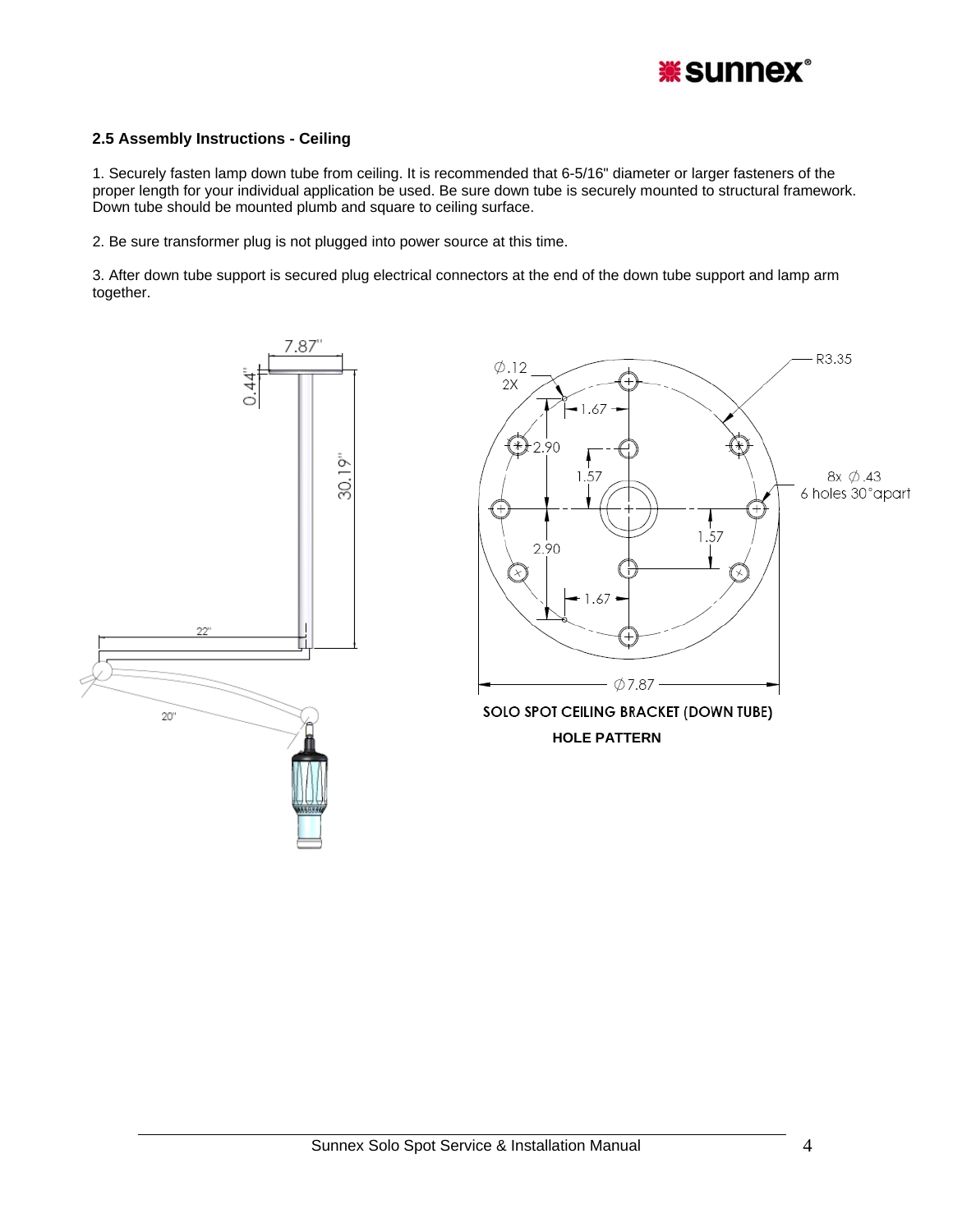## 2.5 Assembly Instructions - Ceiling

1. Securely fasten lamp down tube from ceiling. It is recommended that 6-5/16" diameter or larger fasteners of the proper length for your individual application be used. Be sure down tube is securely mounted to structural framework. Down tube should be mounted plumb and square to ceiling surface.

2. Be sure transformer plug is not plugged into power source at this time.

3. After down tube support is secured plug electrical connectors at the end of the down tube support and lamp arm together.

**SOLO SPOT CEILING BRACKET (DOWN TUBE)**

**HOLE PATTERN**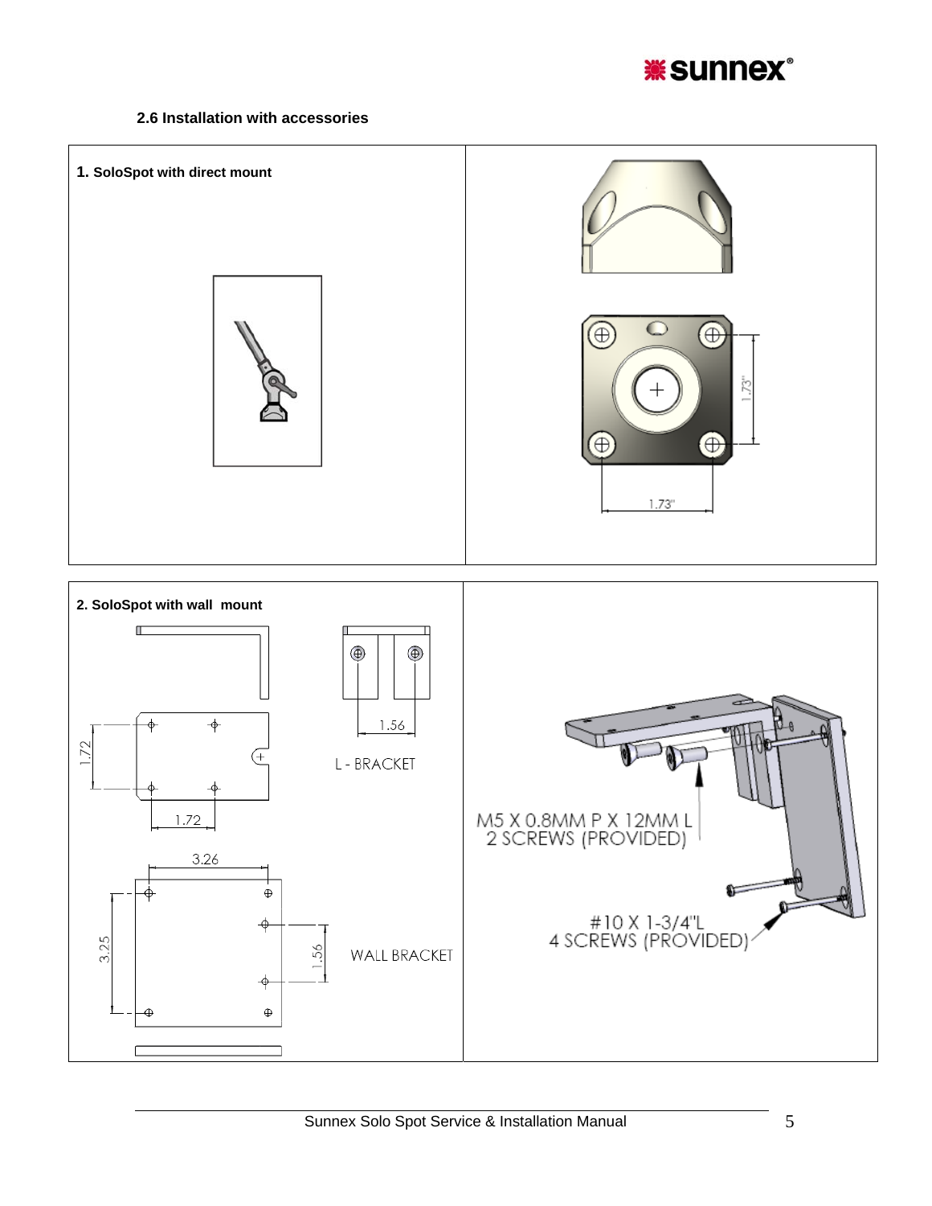## 2.6 Installation with accessories

**1. SoloSpot with direct mount**

1.73"

1.73"

**2. SoloSpot with wall mount**

1.72

1.72

1.56

L - BRACKET

3.26

3.25

1.56

WALL BRACKET

M5 X 0.8MM P X 12MM L
2 SCREWS (PROVIDED)

#10 X 1-3/4"L
4 SCREWS (PROVIDED)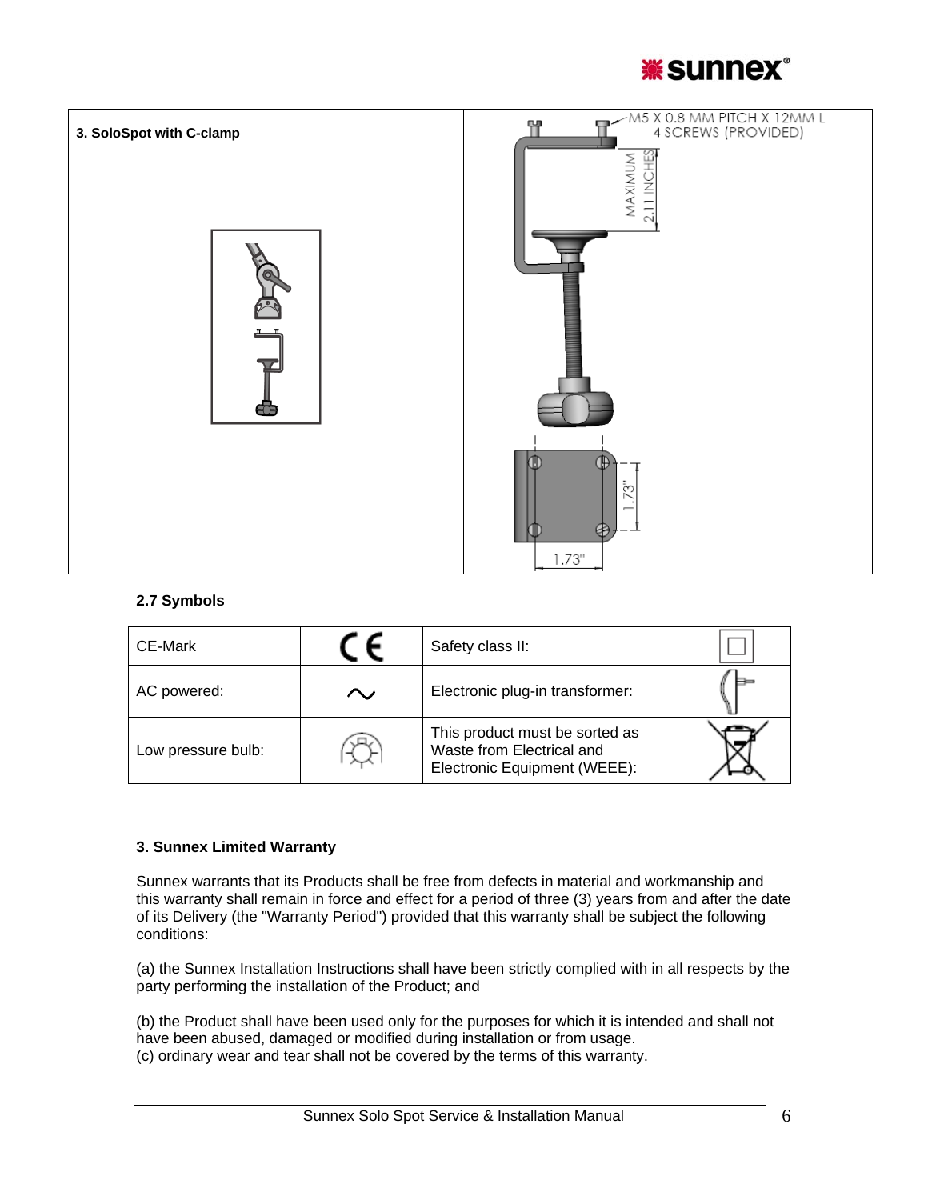| 3. SoloSpot with C-clamp | M5 X 0.8 MM PITCH X 12MM L 4 SCREWS (PROVIDED) MAXIMUM 2.11 INCHES 1.73" 1.73" |
| --- | --- |

### 2.7 Symbols

| CE-Mark | CE | Safety class II: | ☐ |
| --- | --- | --- | --- |
| AC powered: | ~ | Electronic plug-in transformer: | |
| Low pressure bulb: | | This product must be sorted as Waste from Electrical and Electronic Equipment (WEEE): | |

### 3. Sunnex Limited Warranty

Sunnex warrants that its Products shall be free from defects in material and workmanship and this warranty shall remain in force and effect for a period of three (3) years from and after the date of its Delivery (the "Warranty Period") provided that this warranty shall be subject the following conditions:

(a) the Sunnex Installation Instructions shall have been strictly complied with in all respects by the party performing the installation of the Product; and

(b) the Product shall have been used only for the purposes for which it is intended and shall not have been abused, damaged or modified during installation or from usage.
(c) ordinary wear and tear shall not be covered by the terms of this warranty.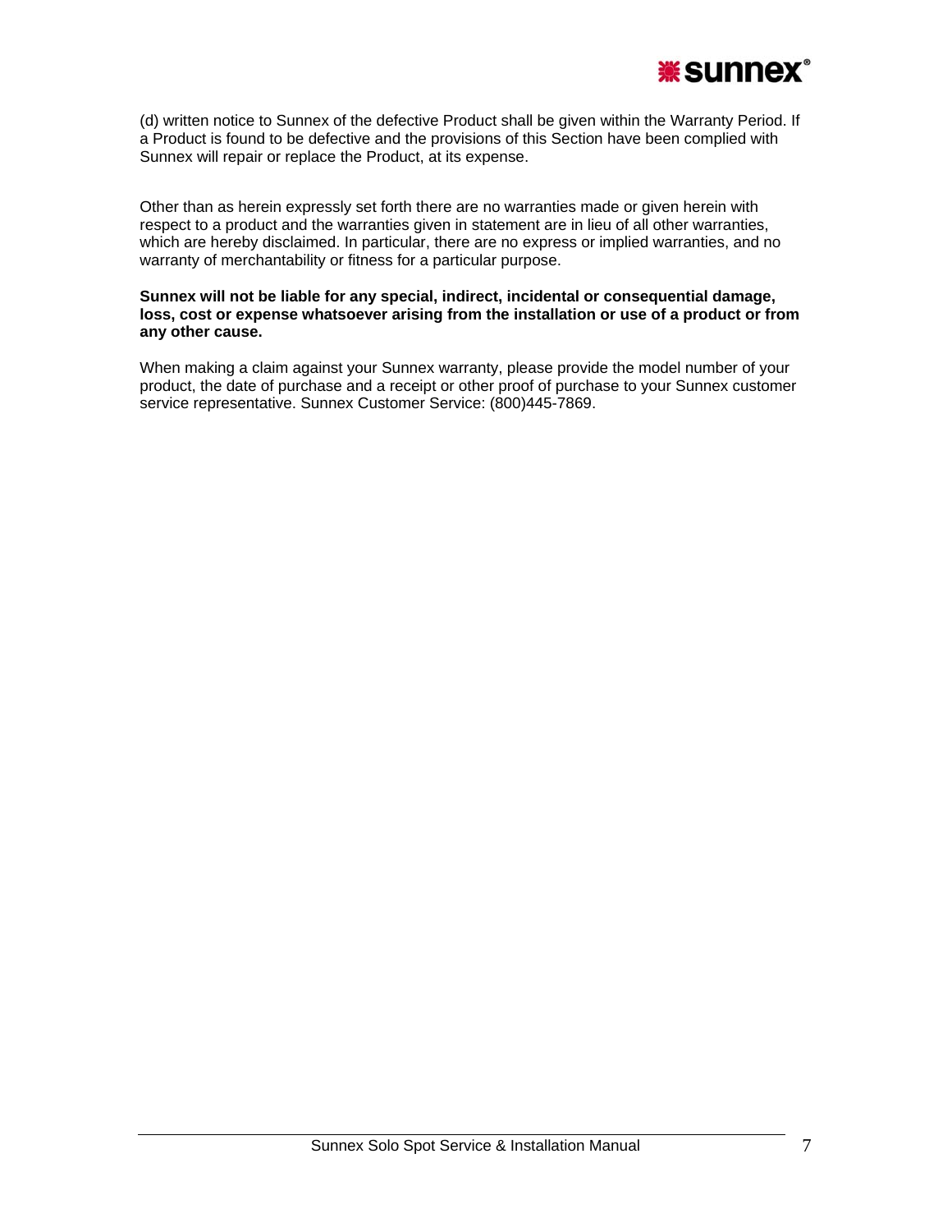(d) written notice to Sunnex of the defective Product shall be given within the Warranty Period. If a Product is found to be defective and the provisions of this Section have been complied with Sunnex will repair or replace the Product, at its expense.

Other than as herein expressly set forth there are no warranties made or given herein with respect to a product and the warranties given in statement are in lieu of all other warranties, which are hereby disclaimed. In particular, there are no express or implied warranties, and no warranty of merchantability or fitness for a particular purpose.

**Sunnex will not be liable for any special, indirect, incidental or consequential damage, loss, cost or expense whatsoever arising from the installation or use of a product or from any other cause.**

When making a claim against your Sunnex warranty, please provide the model number of your product, the date of purchase and a receipt or other proof of purchase to your Sunnex customer service representative. Sunnex Customer Service: (800)445-7869.